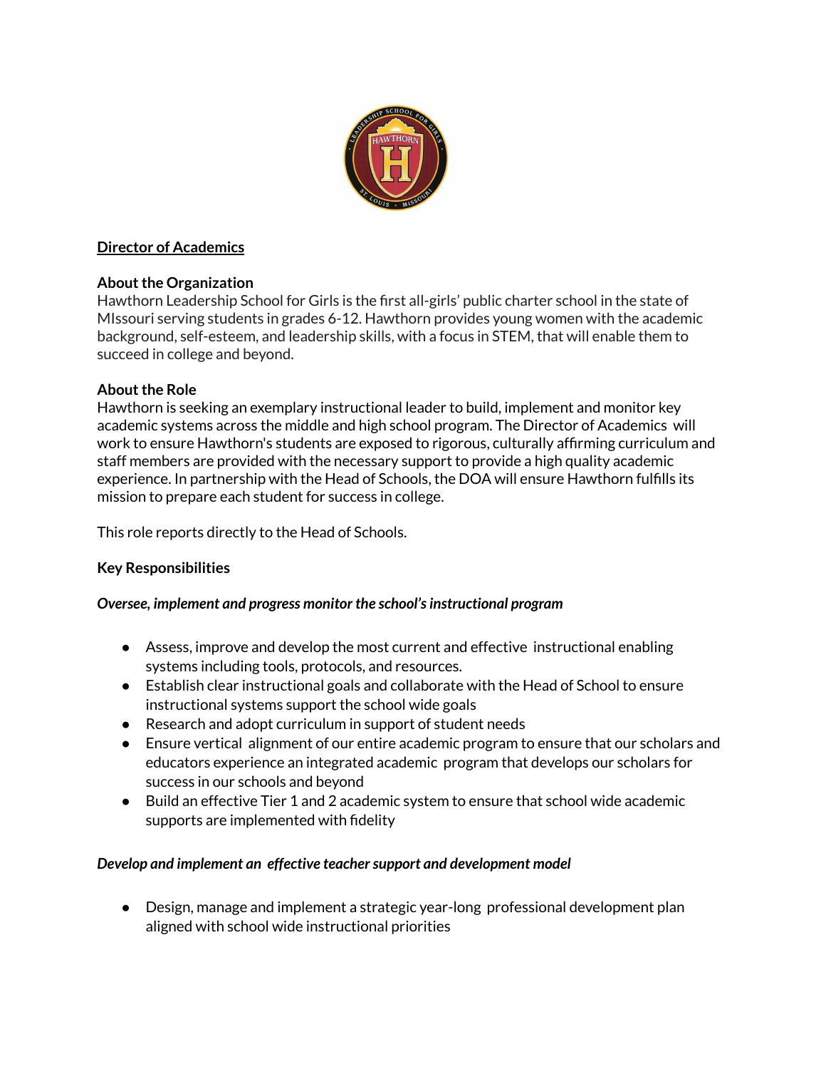**Director of Academics**

**About the Organization**

Hawthorn Leadership School for Girls is the first all-girls' public charter school in the state of MIssouri serving students in grades 6-12. Hawthorn provides young women with the academic background, self-esteem, and leadership skills, with a focus in STEM, that will enable them to succeed in college and beyond.

**About the Role**

Hawthorn is seeking an exemplary instructional leader to build, implement and monitor key academic systems across the middle and high school program. The Director of Academics will work to ensure Hawthorn's students are exposed to rigorous, culturally affirming curriculum and staff members are provided with the necessary support to provide a high quality academic experience. In partnership with the Head of Schools, the DOA will ensure Hawthorn fulfills its mission to prepare each student for success in college.

This role reports directly to the Head of Schools.

**Key Responsibilities**

***Oversee, implement and progress monitor the school's instructional program***

- Assess, improve and develop the most current and effective instructional enabling systems including tools, protocols, and resources.
- Establish clear instructional goals and collaborate with the Head of School to ensure instructional systems support the school wide goals
- Research and adopt curriculum in support of student needs
- Ensure vertical alignment of our entire academic program to ensure that our scholars and educators experience an integrated academic program that develops our scholars for success in our schools and beyond
- Build an effective Tier 1 and 2 academic system to ensure that school wide academic supports are implemented with fidelity

***Develop and implement an effective teacher support and development model***

- Design, manage and implement a strategic year-long professional development plan aligned with school wide instructional priorities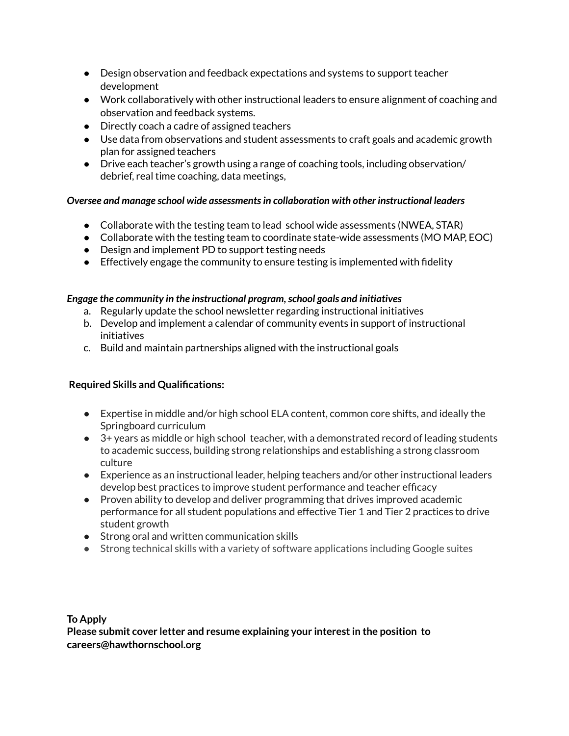- Design observation and feedback expectations and systems to support teacher development
- Work collaboratively with other instructional leaders to ensure alignment of coaching and observation and feedback systems.
- Directly coach a cadre of assigned teachers
- Use data from observations and student assessments to craft goals and academic growth plan for assigned teachers
- Drive each teacher's growth using a range of coaching tools, including observation/ debrief, real time coaching, data meetings,

***Oversee and manage school wide assessments in collaboration with other instructional leaders***

- Collaborate with the testing team to lead school wide assessments (NWEA, STAR)
- Collaborate with the testing team to coordinate state-wide assessments (MO MAP, EOC)
- Design and implement PD to support testing needs
- Effectively engage the community to ensure testing is implemented with fidelity

***Engage the community in the instructional program, school goals and initiatives***

a. Regularly update the school newsletter regarding instructional initiatives
b. Develop and implement a calendar of community events in support of instructional initiatives
c. Build and maintain partnerships aligned with the instructional goals

**Required Skills and Qualifications:**

- Expertise in middle and/or high school ELA content, common core shifts, and ideally the Springboard curriculum
- 3+ years as middle or high school teacher, with a demonstrated record of leading students to academic success, building strong relationships and establishing a strong classroom culture
- Experience as an instructional leader, helping teachers and/or other instructional leaders develop best practices to improve student performance and teacher efficacy
- Proven ability to develop and deliver programming that drives improved academic performance for all student populations and effective Tier 1 and Tier 2 practices to drive student growth
- Strong oral and written communication skills
- Strong technical skills with a variety of software applications including Google suites

**To Apply**
**Please submit cover letter and resume explaining your interest in the position to careers@hawthornschool.org**